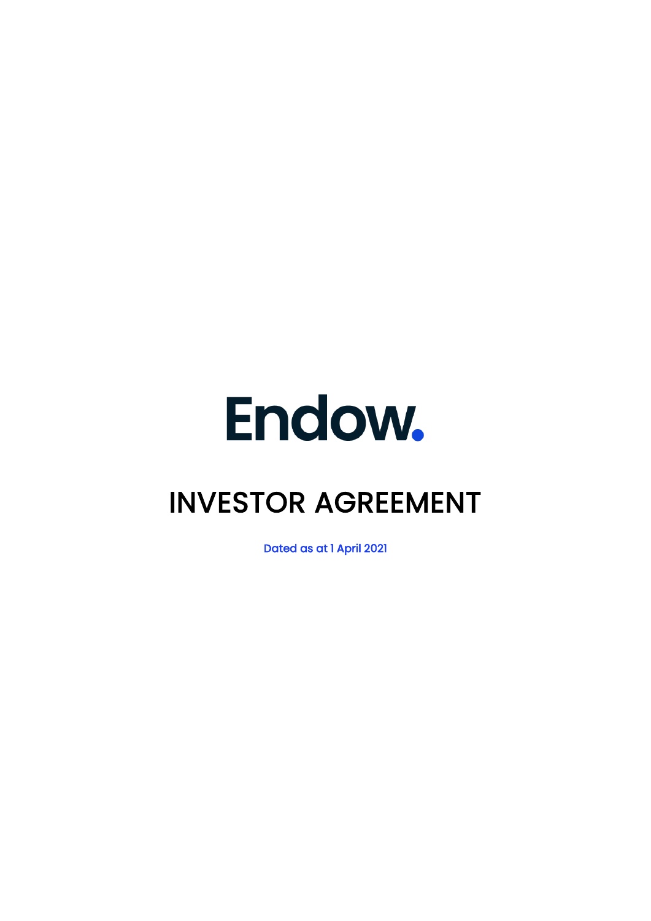Endow.

# INVESTOR AGREEMENT

Dated as at 1 April 2021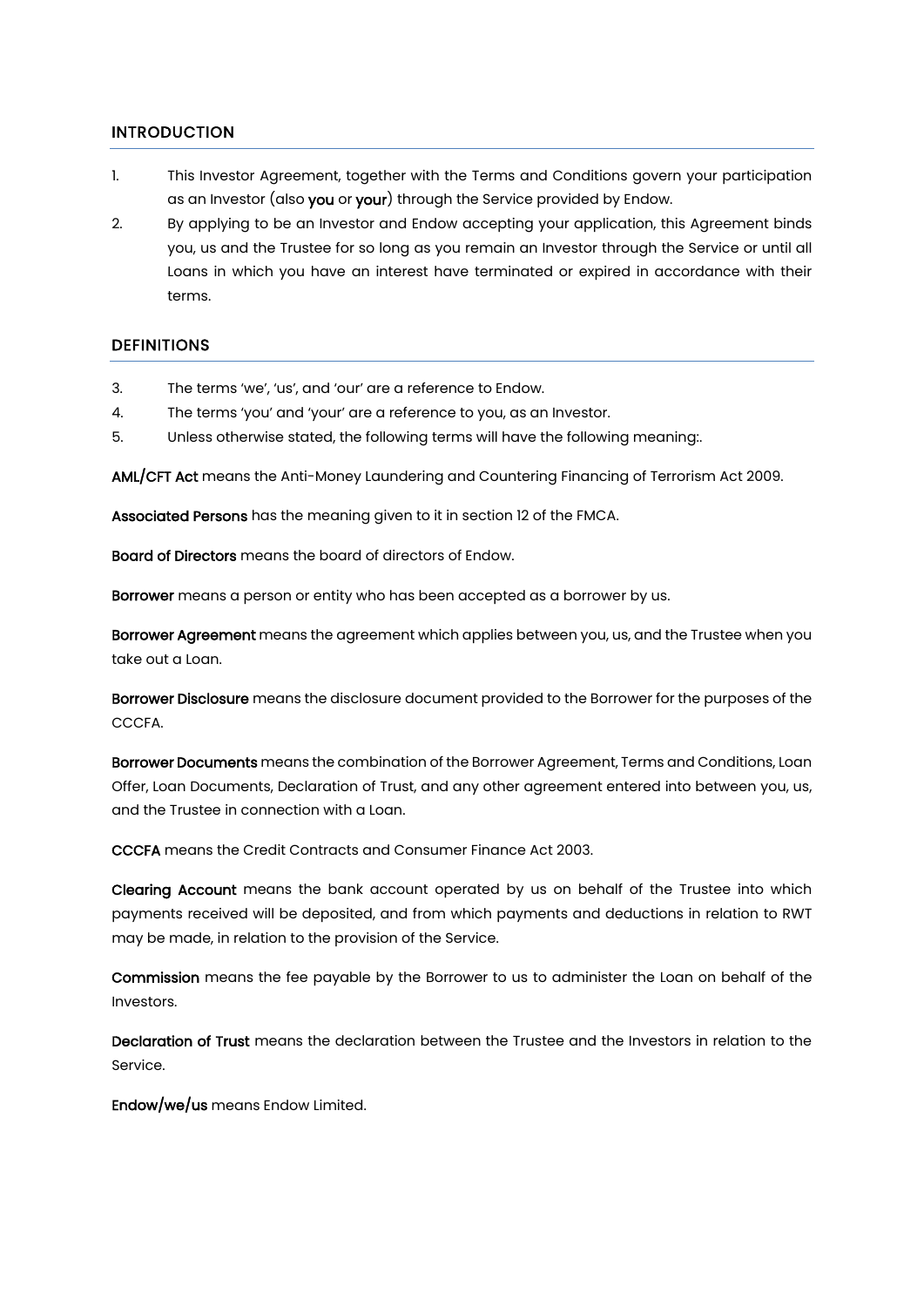## INTRODUCTION

1. This Investor Agreement, together with the Terms and Conditions govern your participation as an Investor (also **you** or **your**) through the Service provided by Endow.
2. By applying to be an Investor and Endow accepting your application, this Agreement binds you, us and the Trustee for so long as you remain an Investor through the Service or until all Loans in which you have an interest have terminated or expired in accordance with their terms.

## DEFINITIONS

3. The terms 'we', 'us', and 'our' are a reference to Endow.
4. The terms 'you' and 'your' are a reference to you, as an Investor.
5. Unless otherwise stated, the following terms will have the following meaning:.

**AML/CFT Act** means the Anti-Money Laundering and Countering Financing of Terrorism Act 2009.

**Associated Persons** has the meaning given to it in section 12 of the FMCA.

**Board of Directors** means the board of directors of Endow.

**Borrower** means a person or entity who has been accepted as a borrower by us.

**Borrower Agreement** means the agreement which applies between you, us, and the Trustee when you take out a Loan.

**Borrower Disclosure** means the disclosure document provided to the Borrower for the purposes of the CCCFA.

**Borrower Documents** means the combination of the Borrower Agreement, Terms and Conditions, Loan Offer, Loan Documents, Declaration of Trust, and any other agreement entered into between you, us, and the Trustee in connection with a Loan.

**CCCFA** means the Credit Contracts and Consumer Finance Act 2003.

**Clearing Account** means the bank account operated by us on behalf of the Trustee into which payments received will be deposited, and from which payments and deductions in relation to RWT may be made, in relation to the provision of the Service.

**Commission** means the fee payable by the Borrower to us to administer the Loan on behalf of the Investors.

**Declaration of Trust** means the declaration between the Trustee and the Investors in relation to the Service.

**Endow/we/us** means Endow Limited.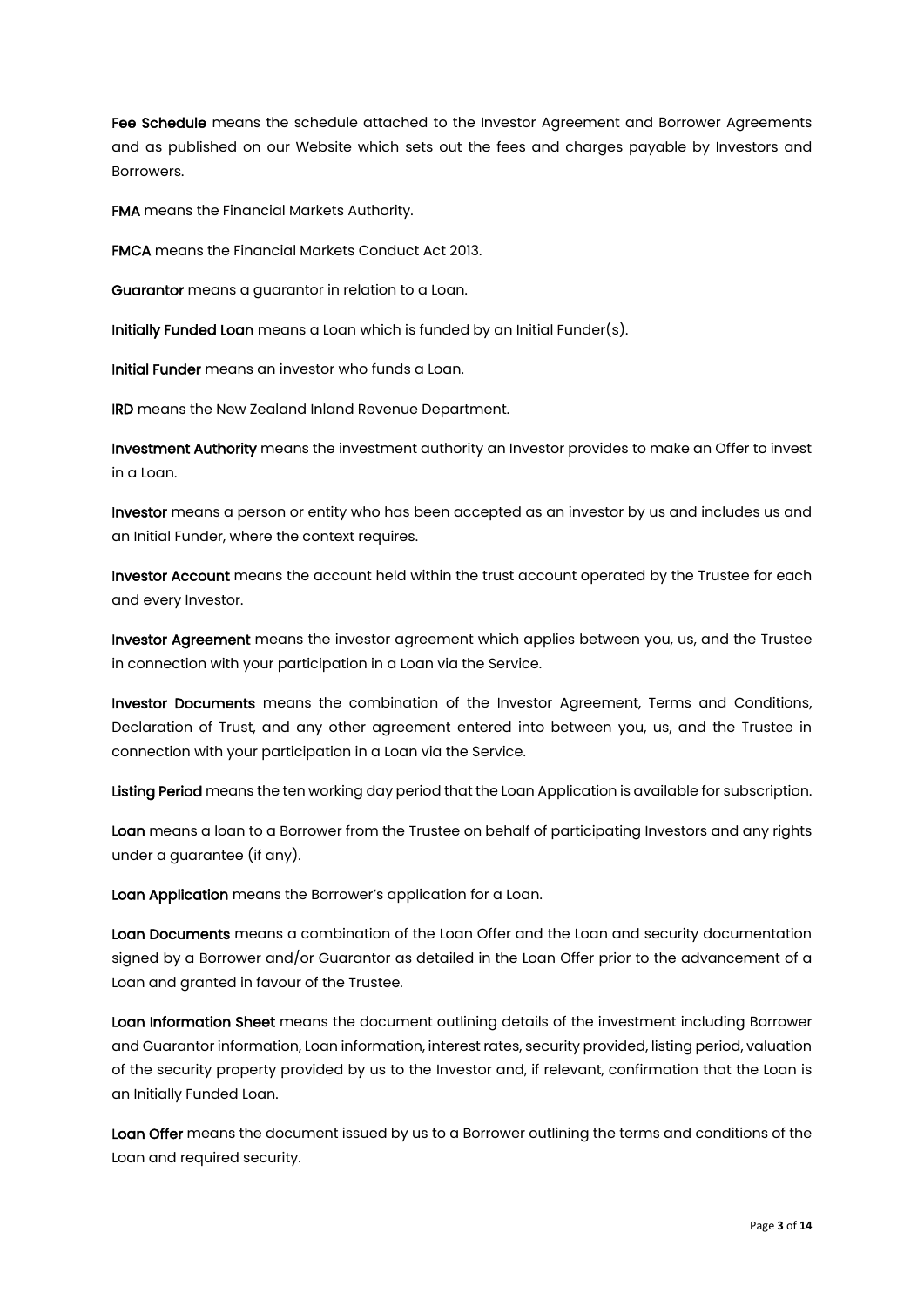**Fee Schedule** means the schedule attached to the Investor Agreement and Borrower Agreements and as published on our Website which sets out the fees and charges payable by Investors and Borrowers.

**FMA** means the Financial Markets Authority.

**FMCA** means the Financial Markets Conduct Act 2013.

**Guarantor** means a guarantor in relation to a Loan.

**Initially Funded Loan** means a Loan which is funded by an Initial Funder(s).

**Initial Funder** means an investor who funds a Loan.

**IRD** means the New Zealand Inland Revenue Department.

**Investment Authority** means the investment authority an Investor provides to make an Offer to invest in a Loan.

**Investor** means a person or entity who has been accepted as an investor by us and includes us and an Initial Funder, where the context requires.

**Investor Account** means the account held within the trust account operated by the Trustee for each and every Investor.

**Investor Agreement** means the investor agreement which applies between you, us, and the Trustee in connection with your participation in a Loan via the Service.

**Investor Documents** means the combination of the Investor Agreement, Terms and Conditions, Declaration of Trust, and any other agreement entered into between you, us, and the Trustee in connection with your participation in a Loan via the Service.

**Listing Period** means the ten working day period that the Loan Application is available for subscription.

**Loan** means a loan to a Borrower from the Trustee on behalf of participating Investors and any rights under a guarantee (if any).

**Loan Application** means the Borrower's application for a Loan.

**Loan Documents** means a combination of the Loan Offer and the Loan and security documentation signed by a Borrower and/or Guarantor as detailed in the Loan Offer prior to the advancement of a Loan and granted in favour of the Trustee.

**Loan Information Sheet** means the document outlining details of the investment including Borrower and Guarantor information, Loan information, interest rates, security provided, listing period, valuation of the security property provided by us to the Investor and, if relevant, confirmation that the Loan is an Initially Funded Loan.

**Loan Offer** means the document issued by us to a Borrower outlining the terms and conditions of the Loan and required security.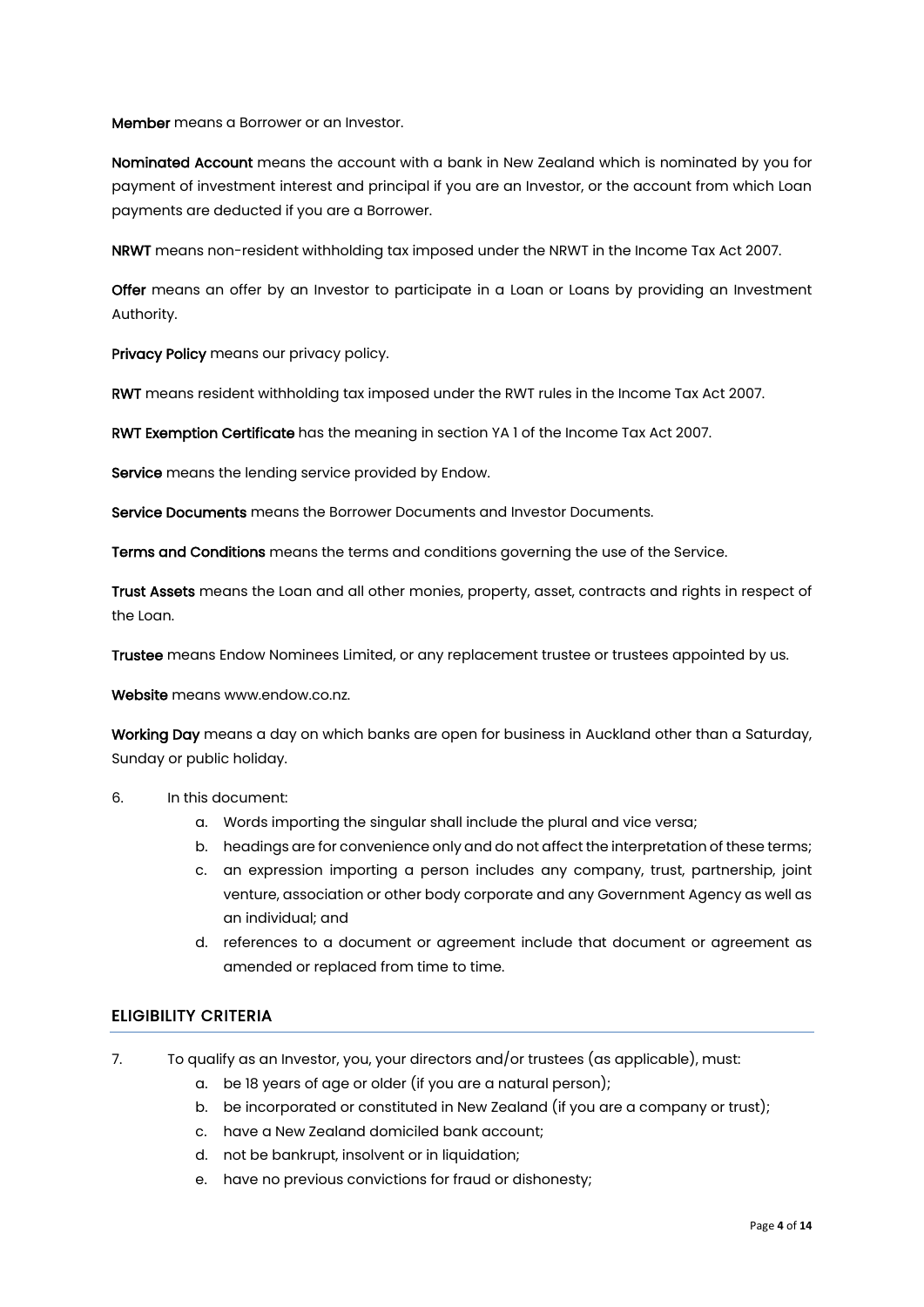**Member** means a Borrower or an Investor.

**Nominated Account** means the account with a bank in New Zealand which is nominated by you for payment of investment interest and principal if you are an Investor, or the account from which Loan payments are deducted if you are a Borrower.

**NRWT** means non-resident withholding tax imposed under the NRWT in the Income Tax Act 2007.

**Offer** means an offer by an Investor to participate in a Loan or Loans by providing an Investment Authority.

**Privacy Policy** means our privacy policy.

**RWT** means resident withholding tax imposed under the RWT rules in the Income Tax Act 2007.

**RWT Exemption Certificate** has the meaning in section YA 1 of the Income Tax Act 2007.

**Service** means the lending service provided by Endow.

**Service Documents** means the Borrower Documents and Investor Documents.

**Terms and Conditions** means the terms and conditions governing the use of the Service.

**Trust Assets** means the Loan and all other monies, property, asset, contracts and rights in respect of the Loan.

**Trustee** means Endow Nominees Limited, or any replacement trustee or trustees appointed by us.

**Website** means www.endow.co.nz.

**Working Day** means a day on which banks are open for business in Auckland other than a Saturday, Sunday or public holiday.

6. In this document:
    a. Words importing the singular shall include the plural and vice versa;
    b. headings are for convenience only and do not affect the interpretation of these terms;
    c. an expression importing a person includes any company, trust, partnership, joint venture, association or other body corporate and any Government Agency as well as an individual; and
    d. references to a document or agreement include that document or agreement as amended or replaced from time to time.

## ELIGIBILITY CRITERIA

7. To qualify as an Investor, you, your directors and/or trustees (as applicable), must:
    a. be 18 years of age or older (if you are a natural person);
    b. be incorporated or constituted in New Zealand (if you are a company or trust);
    c. have a New Zealand domiciled bank account;
    d. not be bankrupt, insolvent or in liquidation;
    e. have no previous convictions for fraud or dishonesty;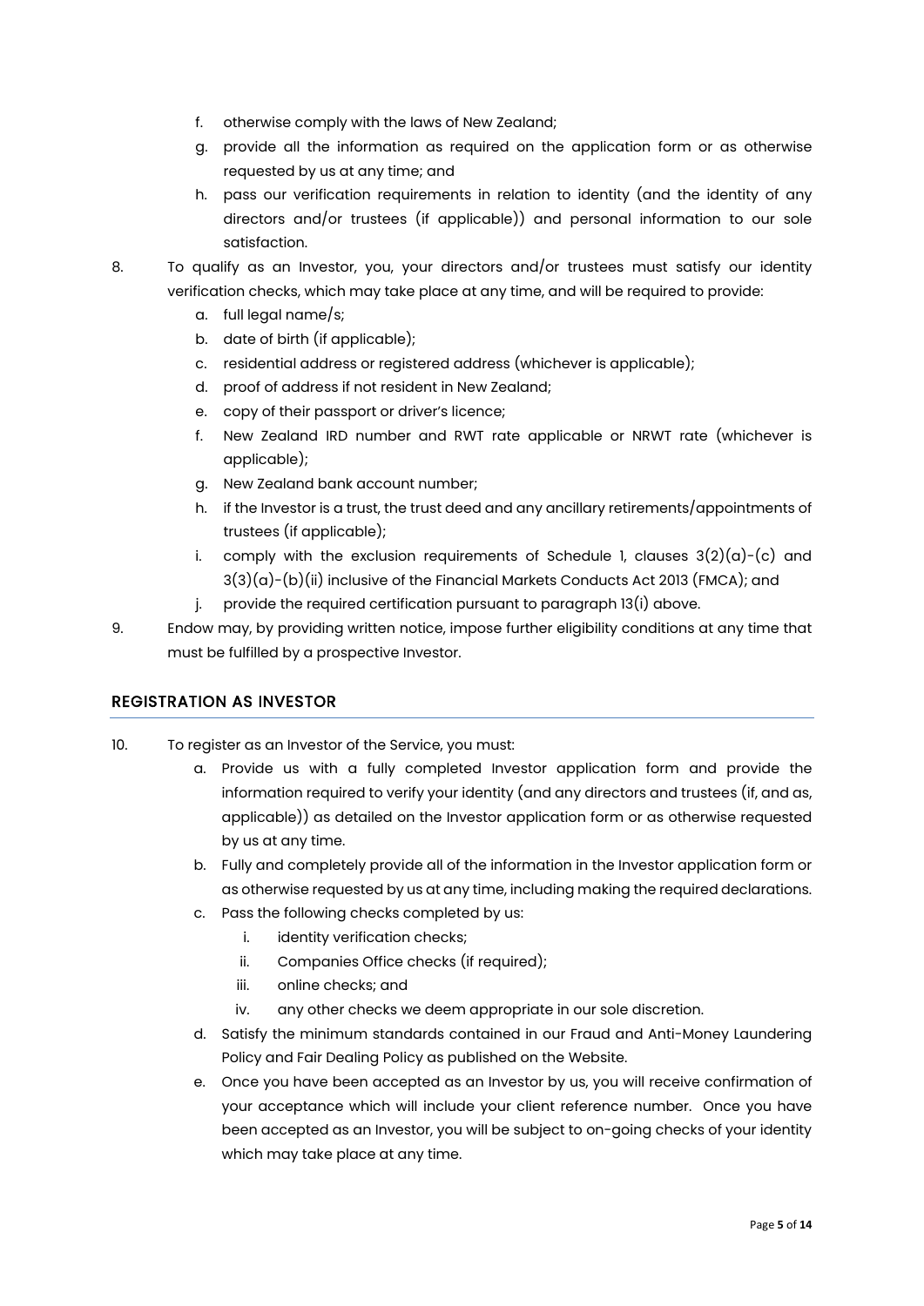f. otherwise comply with the laws of New Zealand;
g. provide all the information as required on the application form or as otherwise requested by us at any time; and
h. pass our verification requirements in relation to identity (and the identity of any directors and/or trustees (if applicable)) and personal information to our sole satisfaction.

8. To qualify as an Investor, you, your directors and/or trustees must satisfy our identity verification checks, which may take place at any time, and will be required to provide:
   a. full legal name/s;
   b. date of birth (if applicable);
   c. residential address or registered address (whichever is applicable);
   d. proof of address if not resident in New Zealand;
   e. copy of their passport or driver's licence;
   f. New Zealand IRD number and RWT rate applicable or NRWT rate (whichever is applicable);
   g. New Zealand bank account number;
   h. if the Investor is a trust, the trust deed and any ancillary retirements/appointments of trustees (if applicable);
   i. comply with the exclusion requirements of Schedule 1, clauses 3(2)(a)-(c) and 3(3)(a)-(b)(ii) inclusive of the Financial Markets Conducts Act 2013 (FMCA); and
   j. provide the required certification pursuant to paragraph 13(i) above.

9. Endow may, by providing written notice, impose further eligibility conditions at any time that must be fulfilled by a prospective Investor.

## REGISTRATION AS INVESTOR

10. To register as an Investor of the Service, you must:
    a. Provide us with a fully completed Investor application form and provide the information required to verify your identity (and any directors and trustees (if, and as, applicable)) as detailed on the Investor application form or as otherwise requested by us at any time.
    b. Fully and completely provide all of the information in the Investor application form or as otherwise requested by us at any time, including making the required declarations.
    c. Pass the following checks completed by us:
       i. identity verification checks;
       ii. Companies Office checks (if required);
       iii. online checks; and
       iv. any other checks we deem appropriate in our sole discretion.
    d. Satisfy the minimum standards contained in our Fraud and Anti-Money Laundering Policy and Fair Dealing Policy as published on the Website.
    e. Once you have been accepted as an Investor by us, you will receive confirmation of your acceptance which will include your client reference number. Once you have been accepted as an Investor, you will be subject to on-going checks of your identity which may take place at any time.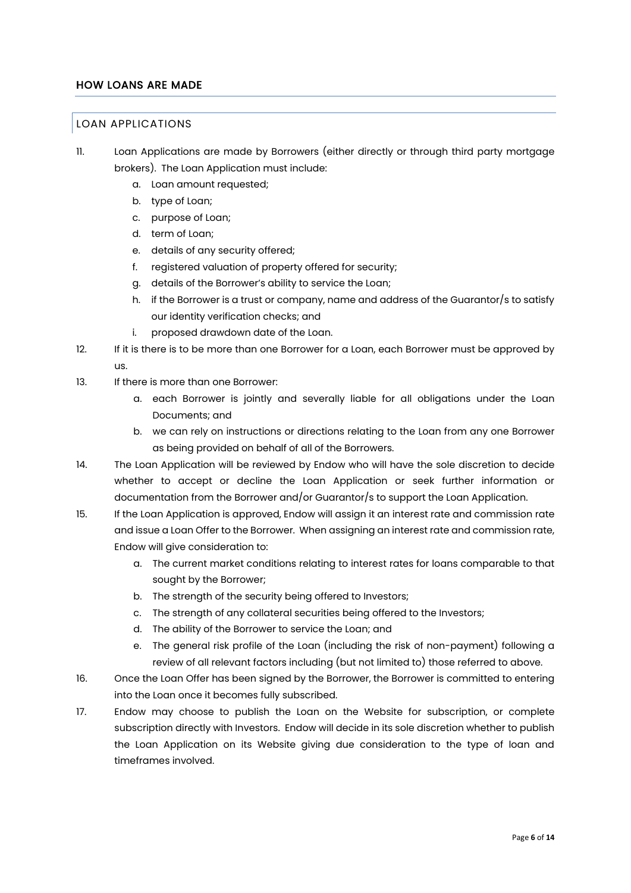## HOW LOANS ARE MADE

### LOAN APPLICATIONS

11. Loan Applications are made by Borrowers (either directly or through third party mortgage brokers). The Loan Application must include:
    a. Loan amount requested;
    b. type of Loan;
    c. purpose of Loan;
    d. term of Loan;
    e. details of any security offered;
    f. registered valuation of property offered for security;
    g. details of the Borrower's ability to service the Loan;
    h. if the Borrower is a trust or company, name and address of the Guarantor/s to satisfy our identity verification checks; and
    i. proposed drawdown date of the Loan.
12. If it is there is to be more than one Borrower for a Loan, each Borrower must be approved by us.
13. If there is more than one Borrower:
    a. each Borrower is jointly and severally liable for all obligations under the Loan Documents; and
    b. we can rely on instructions or directions relating to the Loan from any one Borrower as being provided on behalf of all of the Borrowers.
14. The Loan Application will be reviewed by Endow who will have the sole discretion to decide whether to accept or decline the Loan Application or seek further information or documentation from the Borrower and/or Guarantor/s to support the Loan Application.
15. If the Loan Application is approved, Endow will assign it an interest rate and commission rate and issue a Loan Offer to the Borrower. When assigning an interest rate and commission rate, Endow will give consideration to:
    a. The current market conditions relating to interest rates for loans comparable to that sought by the Borrower;
    b. The strength of the security being offered to Investors;
    c. The strength of any collateral securities being offered to the Investors;
    d. The ability of the Borrower to service the Loan; and
    e. The general risk profile of the Loan (including the risk of non-payment) following a review of all relevant factors including (but not limited to) those referred to above.
16. Once the Loan Offer has been signed by the Borrower, the Borrower is committed to entering into the Loan once it becomes fully subscribed.
17. Endow may choose to publish the Loan on the Website for subscription, or complete subscription directly with Investors. Endow will decide in its sole discretion whether to publish the Loan Application on its Website giving due consideration to the type of loan and timeframes involved.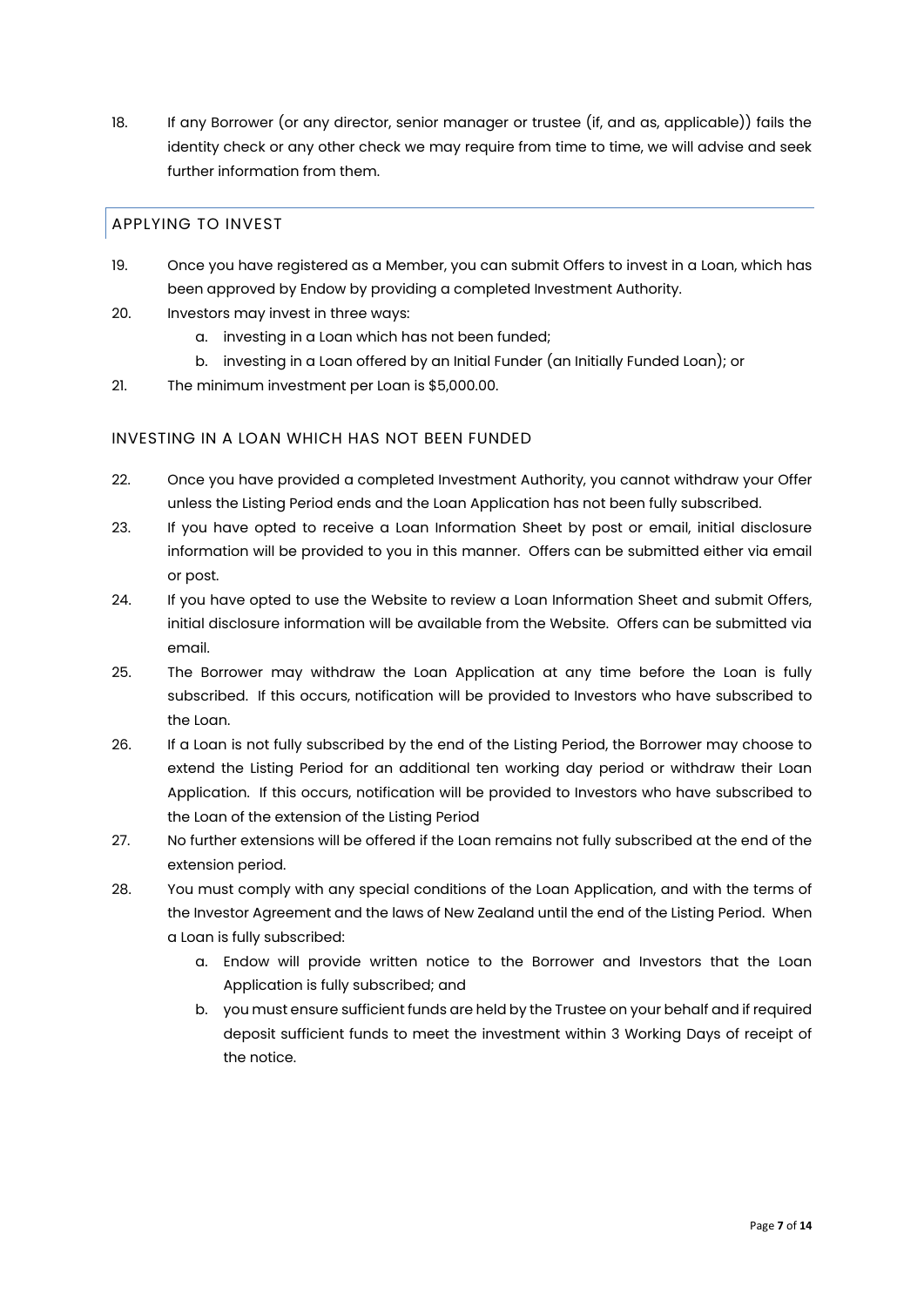18. If any Borrower (or any director, senior manager or trustee (if, and as, applicable)) fails the identity check or any other check we may require from time to time, we will advise and seek further information from them.

## APPLYING TO INVEST

19. Once you have registered as a Member, you can submit Offers to invest in a Loan, which has been approved by Endow by providing a completed Investment Authority.
20. Investors may invest in three ways:
    a. investing in a Loan which has not been funded;
    b. investing in a Loan offered by an Initial Funder (an Initially Funded Loan); or
21. The minimum investment per Loan is $5,000.00.

### INVESTING IN A LOAN WHICH HAS NOT BEEN FUNDED

22. Once you have provided a completed Investment Authority, you cannot withdraw your Offer unless the Listing Period ends and the Loan Application has not been fully subscribed.
23. If you have opted to receive a Loan Information Sheet by post or email, initial disclosure information will be provided to you in this manner. Offers can be submitted either via email or post.
24. If you have opted to use the Website to review a Loan Information Sheet and submit Offers, initial disclosure information will be available from the Website. Offers can be submitted via email.
25. The Borrower may withdraw the Loan Application at any time before the Loan is fully subscribed. If this occurs, notification will be provided to Investors who have subscribed to the Loan.
26. If a Loan is not fully subscribed by the end of the Listing Period, the Borrower may choose to extend the Listing Period for an additional ten working day period or withdraw their Loan Application. If this occurs, notification will be provided to Investors who have subscribed to the Loan of the extension of the Listing Period
27. No further extensions will be offered if the Loan remains not fully subscribed at the end of the extension period.
28. You must comply with any special conditions of the Loan Application, and with the terms of the Investor Agreement and the laws of New Zealand until the end of the Listing Period. When a Loan is fully subscribed:
    a. Endow will provide written notice to the Borrower and Investors that the Loan Application is fully subscribed; and
    b. you must ensure sufficient funds are held by the Trustee on your behalf and if required deposit sufficient funds to meet the investment within 3 Working Days of receipt of the notice.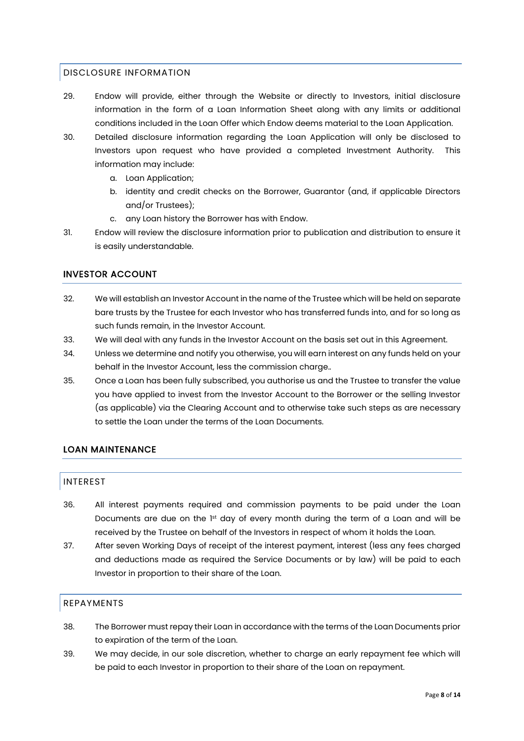## DISCLOSURE INFORMATION

29. Endow will provide, either through the Website or directly to Investors, initial disclosure information in the form of a Loan Information Sheet along with any limits or additional conditions included in the Loan Offer which Endow deems material to the Loan Application.
30. Detailed disclosure information regarding the Loan Application will only be disclosed to Investors upon request who have provided a completed Investment Authority. This information may include:
    a. Loan Application;
    b. identity and credit checks on the Borrower, Guarantor (and, if applicable Directors and/or Trustees);
    c. any Loan history the Borrower has with Endow.
31. Endow will review the disclosure information prior to publication and distribution to ensure it is easily understandable.

## INVESTOR ACCOUNT

32. We will establish an Investor Account in the name of the Trustee which will be held on separate bare trusts by the Trustee for each Investor who has transferred funds into, and for so long as such funds remain, in the Investor Account.
33. We will deal with any funds in the Investor Account on the basis set out in this Agreement.
34. Unless we determine and notify you otherwise, you will earn interest on any funds held on your behalf in the Investor Account, less the commission charge..
35. Once a Loan has been fully subscribed, you authorise us and the Trustee to transfer the value you have applied to invest from the Investor Account to the Borrower or the selling Investor (as applicable) via the Clearing Account and to otherwise take such steps as are necessary to settle the Loan under the terms of the Loan Documents.

## LOAN MAINTENANCE

### INTEREST

36. All interest payments required and commission payments to be paid under the Loan Documents are due on the 1st day of every month during the term of a Loan and will be received by the Trustee on behalf of the Investors in respect of whom it holds the Loan.
37. After seven Working Days of receipt of the interest payment, interest (less any fees charged and deductions made as required the Service Documents or by law) will be paid to each Investor in proportion to their share of the Loan.

### REPAYMENTS

38. The Borrower must repay their Loan in accordance with the terms of the Loan Documents prior to expiration of the term of the Loan.
39. We may decide, in our sole discretion, whether to charge an early repayment fee which will be paid to each Investor in proportion to their share of the Loan on repayment.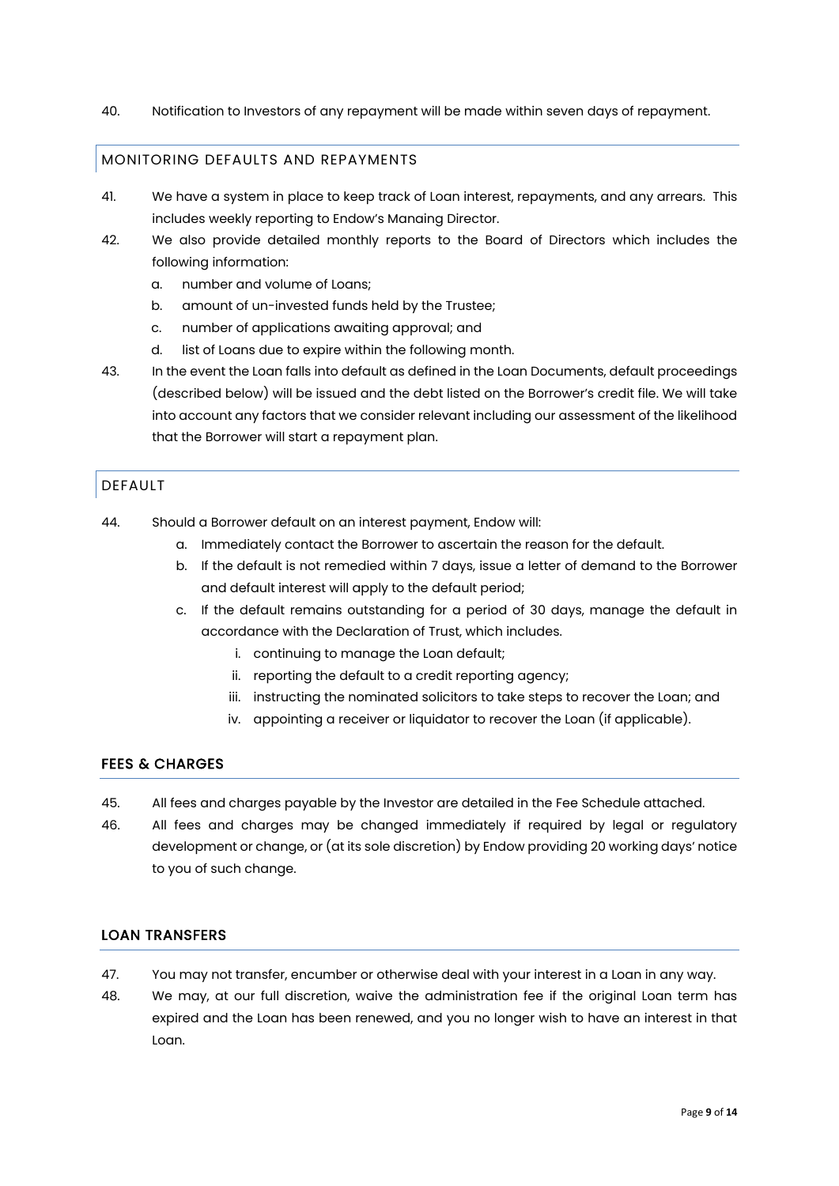40. Notification to Investors of any repayment will be made within seven days of repayment.

## MONITORING DEFAULTS AND REPAYMENTS

41. We have a system in place to keep track of Loan interest, repayments, and any arrears. This includes weekly reporting to Endow's Manaing Director.
42. We also provide detailed monthly reports to the Board of Directors which includes the following information:
    a. number and volume of Loans;
    b. amount of un-invested funds held by the Trustee;
    c. number of applications awaiting approval; and
    d. list of Loans due to expire within the following month.
43. In the event the Loan falls into default as defined in the Loan Documents, default proceedings (described below) will be issued and the debt listed on the Borrower's credit file. We will take into account any factors that we consider relevant including our assessment of the likelihood that the Borrower will start a repayment plan.

## DEFAULT

44. Should a Borrower default on an interest payment, Endow will:
    a. Immediately contact the Borrower to ascertain the reason for the default.
    b. If the default is not remedied within 7 days, issue a letter of demand to the Borrower and default interest will apply to the default period;
    c. If the default remains outstanding for a period of 30 days, manage the default in accordance with the Declaration of Trust, which includes.
        i. continuing to manage the Loan default;
        ii. reporting the default to a credit reporting agency;
        iii. instructing the nominated solicitors to take steps to recover the Loan; and
        iv. appointing a receiver or liquidator to recover the Loan (if applicable).

## FEES & CHARGES

45. All fees and charges payable by the Investor are detailed in the Fee Schedule attached.
46. All fees and charges may be changed immediately if required by legal or regulatory development or change, or (at its sole discretion) by Endow providing 20 working days' notice to you of such change.

## LOAN TRANSFERS

47. You may not transfer, encumber or otherwise deal with your interest in a Loan in any way.
48. We may, at our full discretion, waive the administration fee if the original Loan term has expired and the Loan has been renewed, and you no longer wish to have an interest in that Loan.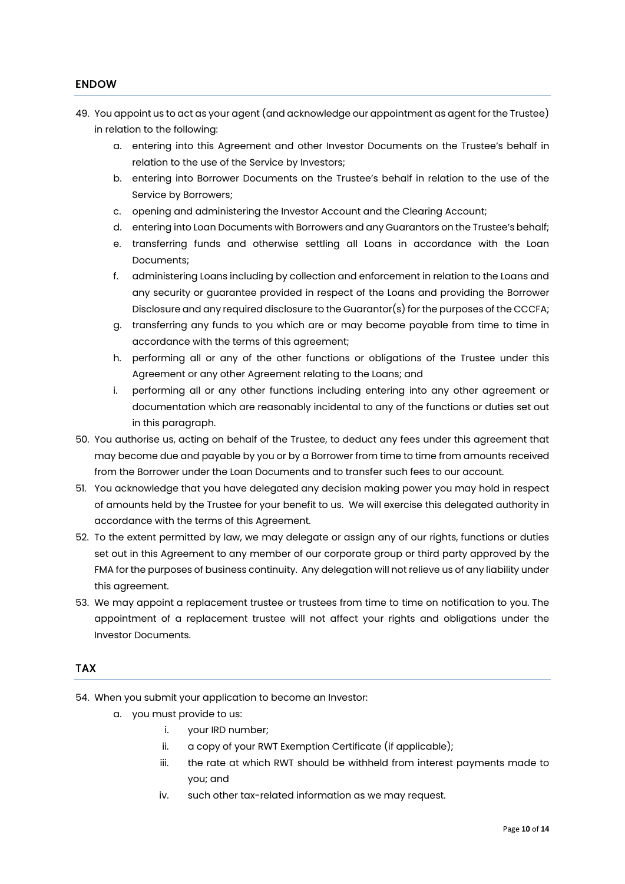## ENDOW

49. You appoint us to act as your agent (and acknowledge our appointment as agent for the Trustee) in relation to the following:
    a. entering into this Agreement and other Investor Documents on the Trustee's behalf in relation to the use of the Service by Investors;
    b. entering into Borrower Documents on the Trustee's behalf in relation to the use of the Service by Borrowers;
    c. opening and administering the Investor Account and the Clearing Account;
    d. entering into Loan Documents with Borrowers and any Guarantors on the Trustee's behalf;
    e. transferring funds and otherwise settling all Loans in accordance with the Loan Documents;
    f. administering Loans including by collection and enforcement in relation to the Loans and any security or guarantee provided in respect of the Loans and providing the Borrower Disclosure and any required disclosure to the Guarantor(s) for the purposes of the CCCFA;
    g. transferring any funds to you which are or may become payable from time to time in accordance with the terms of this agreement;
    h. performing all or any of the other functions or obligations of the Trustee under this Agreement or any other Agreement relating to the Loans; and
    i. performing all or any other functions including entering into any other agreement or documentation which are reasonably incidental to any of the functions or duties set out in this paragraph.
50. You authorise us, acting on behalf of the Trustee, to deduct any fees under this agreement that may become due and payable by you or by a Borrower from time to time from amounts received from the Borrower under the Loan Documents and to transfer such fees to our account.
51. You acknowledge that you have delegated any decision making power you may hold in respect of amounts held by the Trustee for your benefit to us. We will exercise this delegated authority in accordance with the terms of this Agreement.
52. To the extent permitted by law, we may delegate or assign any of our rights, functions or duties set out in this Agreement to any member of our corporate group or third party approved by the FMA for the purposes of business continuity. Any delegation will not relieve us of any liability under this agreement.
53. We may appoint a replacement trustee or trustees from time to time on notification to you. The appointment of a replacement trustee will not affect your rights and obligations under the Investor Documents.

## TAX

54. When you submit your application to become an Investor:
    a. you must provide to us:
        i. your IRD number;
        ii. a copy of your RWT Exemption Certificate (if applicable);
        iii. the rate at which RWT should be withheld from interest payments made to you; and
        iv. such other tax-related information as we may request.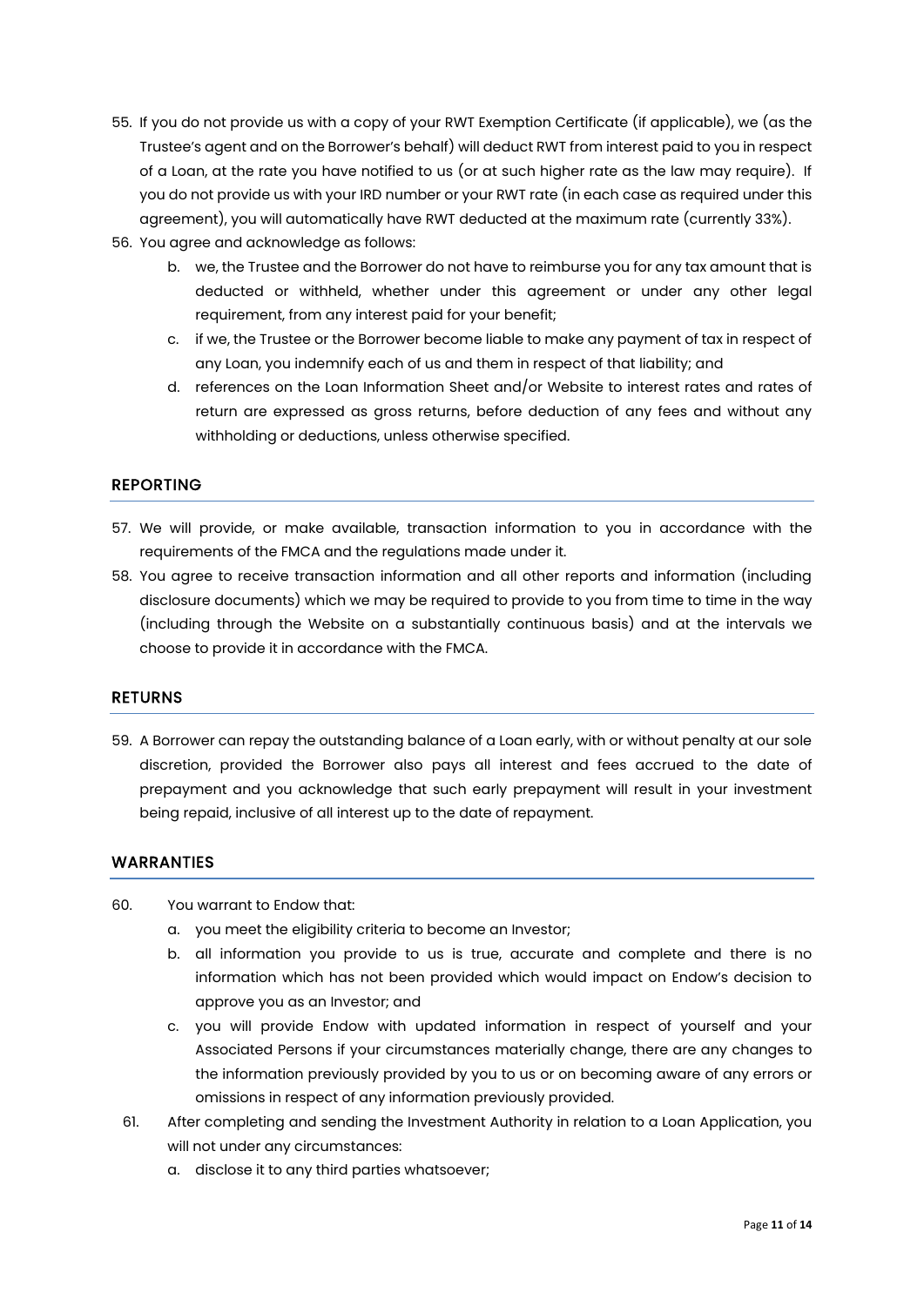55. If you do not provide us with a copy of your RWT Exemption Certificate (if applicable), we (as the Trustee's agent and on the Borrower's behalf) will deduct RWT from interest paid to you in respect of a Loan, at the rate you have notified to us (or at such higher rate as the law may require). If you do not provide us with your IRD number or your RWT rate (in each case as required under this agreement), you will automatically have RWT deducted at the maximum rate (currently 33%).
56. You agree and acknowledge as follows:
    b. we, the Trustee and the Borrower do not have to reimburse you for any tax amount that is deducted or withheld, whether under this agreement or under any other legal requirement, from any interest paid for your benefit;
    c. if we, the Trustee or the Borrower become liable to make any payment of tax in respect of any Loan, you indemnify each of us and them in respect of that liability; and
    d. references on the Loan Information Sheet and/or Website to interest rates and rates of return are expressed as gross returns, before deduction of any fees and without any withholding or deductions, unless otherwise specified.

## REPORTING

57. We will provide, or make available, transaction information to you in accordance with the requirements of the FMCA and the regulations made under it.
58. You agree to receive transaction information and all other reports and information (including disclosure documents) which we may be required to provide to you from time to time in the way (including through the Website on a substantially continuous basis) and at the intervals we choose to provide it in accordance with the FMCA.

## RETURNS

59. A Borrower can repay the outstanding balance of a Loan early, with or without penalty at our sole discretion, provided the Borrower also pays all interest and fees accrued to the date of prepayment and you acknowledge that such early prepayment will result in your investment being repaid, inclusive of all interest up to the date of repayment.

## WARRANTIES

60. You warrant to Endow that:
    a. you meet the eligibility criteria to become an Investor;
    b. all information you provide to us is true, accurate and complete and there is no information which has not been provided which would impact on Endow's decision to approve you as an Investor; and
    c. you will provide Endow with updated information in respect of yourself and your Associated Persons if your circumstances materially change, there are any changes to the information previously provided by you to us or on becoming aware of any errors or omissions in respect of any information previously provided.
61. After completing and sending the Investment Authority in relation to a Loan Application, you will not under any circumstances:
    a. disclose it to any third parties whatsoever;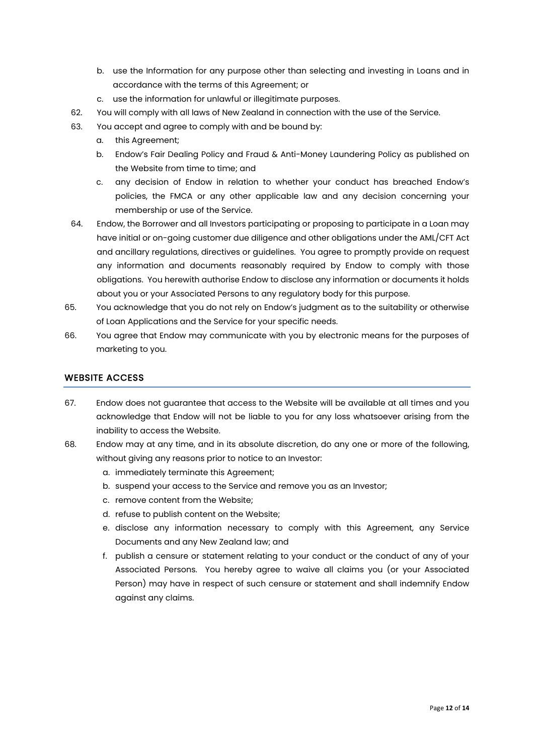b. use the Information for any purpose other than selecting and investing in Loans and in accordance with the terms of this Agreement; or
c. use the information for unlawful or illegitimate purposes.

62. You will comply with all laws of New Zealand in connection with the use of the Service.
63. You accept and agree to comply with and be bound by:
    a. this Agreement;
    b. Endow's Fair Dealing Policy and Fraud & Anti-Money Laundering Policy as published on the Website from time to time; and
    c. any decision of Endow in relation to whether your conduct has breached Endow's policies, the FMCA or any other applicable law and any decision concerning your membership or use of the Service.
64. Endow, the Borrower and all Investors participating or proposing to participate in a Loan may have initial or on-going customer due diligence and other obligations under the AML/CFT Act and ancillary regulations, directives or guidelines. You agree to promptly provide on request any information and documents reasonably required by Endow to comply with those obligations. You herewith authorise Endow to disclose any information or documents it holds about you or your Associated Persons to any regulatory body for this purpose.
65. You acknowledge that you do not rely on Endow's judgment as to the suitability or otherwise of Loan Applications and the Service for your specific needs.
66. You agree that Endow may communicate with you by electronic means for the purposes of marketing to you.

## WEBSITE ACCESS

67. Endow does not guarantee that access to the Website will be available at all times and you acknowledge that Endow will not be liable to you for any loss whatsoever arising from the inability to access the Website.
68. Endow may at any time, and in its absolute discretion, do any one or more of the following, without giving any reasons prior to notice to an Investor:
    a. immediately terminate this Agreement;
    b. suspend your access to the Service and remove you as an Investor;
    c. remove content from the Website;
    d. refuse to publish content on the Website;
    e. disclose any information necessary to comply with this Agreement, any Service Documents and any New Zealand law; and
    f. publish a censure or statement relating to your conduct or the conduct of any of your Associated Persons. You hereby agree to waive all claims you (or your Associated Person) may have in respect of such censure or statement and shall indemnify Endow against any claims.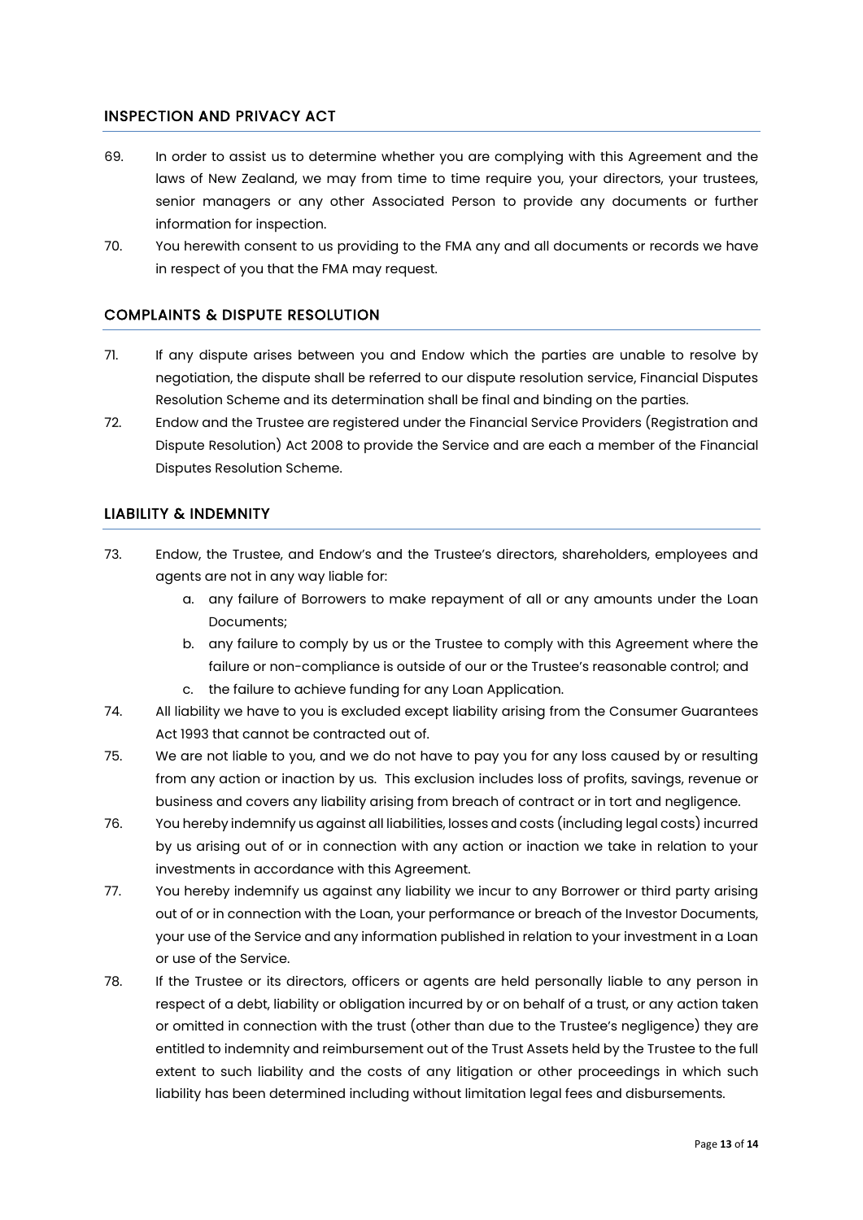## INSPECTION AND PRIVACY ACT

69. In order to assist us to determine whether you are complying with this Agreement and the laws of New Zealand, we may from time to time require you, your directors, your trustees, senior managers or any other Associated Person to provide any documents or further information for inspection.
70. You herewith consent to us providing to the FMA any and all documents or records we have in respect of you that the FMA may request.

## COMPLAINTS & DISPUTE RESOLUTION

71. If any dispute arises between you and Endow which the parties are unable to resolve by negotiation, the dispute shall be referred to our dispute resolution service, Financial Disputes Resolution Scheme and its determination shall be final and binding on the parties.
72. Endow and the Trustee are registered under the Financial Service Providers (Registration and Dispute Resolution) Act 2008 to provide the Service and are each a member of the Financial Disputes Resolution Scheme.

## LIABILITY & INDEMNITY

73. Endow, the Trustee, and Endow's and the Trustee's directors, shareholders, employees and agents are not in any way liable for:
    a. any failure of Borrowers to make repayment of all or any amounts under the Loan Documents;
    b. any failure to comply by us or the Trustee to comply with this Agreement where the failure or non-compliance is outside of our or the Trustee's reasonable control; and
    c. the failure to achieve funding for any Loan Application.
74. All liability we have to you is excluded except liability arising from the Consumer Guarantees Act 1993 that cannot be contracted out of.
75. We are not liable to you, and we do not have to pay you for any loss caused by or resulting from any action or inaction by us. This exclusion includes loss of profits, savings, revenue or business and covers any liability arising from breach of contract or in tort and negligence.
76. You hereby indemnify us against all liabilities, losses and costs (including legal costs) incurred by us arising out of or in connection with any action or inaction we take in relation to your investments in accordance with this Agreement.
77. You hereby indemnify us against any liability we incur to any Borrower or third party arising out of or in connection with the Loan, your performance or breach of the Investor Documents, your use of the Service and any information published in relation to your investment in a Loan or use of the Service.
78. If the Trustee or its directors, officers or agents are held personally liable to any person in respect of a debt, liability or obligation incurred by or on behalf of a trust, or any action taken or omitted in connection with the trust (other than due to the Trustee's negligence) they are entitled to indemnity and reimbursement out of the Trust Assets held by the Trustee to the full extent to such liability and the costs of any litigation or other proceedings in which such liability has been determined including without limitation legal fees and disbursements.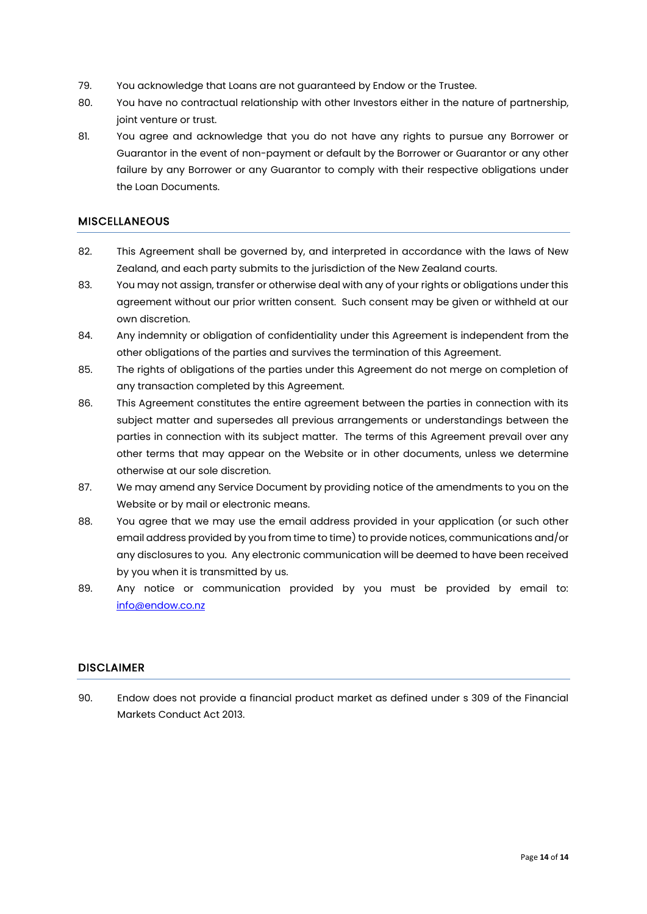79. You acknowledge that Loans are not guaranteed by Endow or the Trustee.
80. You have no contractual relationship with other Investors either in the nature of partnership, joint venture or trust.
81. You agree and acknowledge that you do not have any rights to pursue any Borrower or Guarantor in the event of non-payment or default by the Borrower or Guarantor or any other failure by any Borrower or any Guarantor to comply with their respective obligations under the Loan Documents.

## MISCELLANEOUS

82. This Agreement shall be governed by, and interpreted in accordance with the laws of New Zealand, and each party submits to the jurisdiction of the New Zealand courts.
83. You may not assign, transfer or otherwise deal with any of your rights or obligations under this agreement without our prior written consent. Such consent may be given or withheld at our own discretion.
84. Any indemnity or obligation of confidentiality under this Agreement is independent from the other obligations of the parties and survives the termination of this Agreement.
85. The rights of obligations of the parties under this Agreement do not merge on completion of any transaction completed by this Agreement.
86. This Agreement constitutes the entire agreement between the parties in connection with its subject matter and supersedes all previous arrangements or understandings between the parties in connection with its subject matter. The terms of this Agreement prevail over any other terms that may appear on the Website or in other documents, unless we determine otherwise at our sole discretion.
87. We may amend any Service Document by providing notice of the amendments to you on the Website or by mail or electronic means.
88. You agree that we may use the email address provided in your application (or such other email address provided by you from time to time) to provide notices, communications and/or any disclosures to you. Any electronic communication will be deemed to have been received by you when it is transmitted by us.
89. Any notice or communication provided by you must be provided by email to: info@endow.co.nz

## DISCLAIMER

90. Endow does not provide a financial product market as defined under s 309 of the Financial Markets Conduct Act 2013.